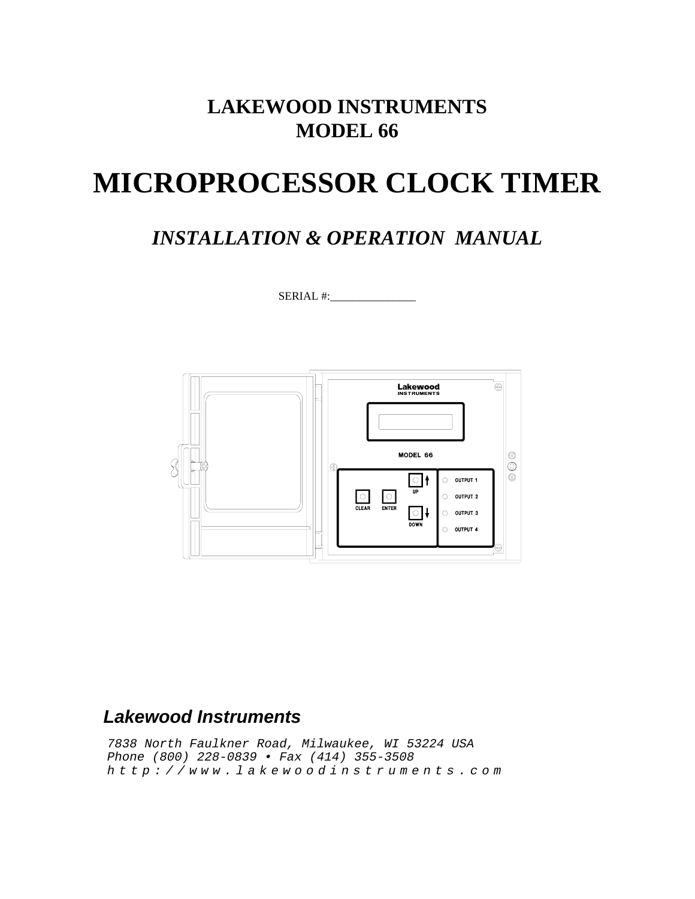# LAKEWOOD INSTRUMENTS
# MODEL 66

# MICROPROCESSOR CLOCK TIMER

## *INSTALLATION & OPERATION MANUAL*

SERIAL #:_______________

***Lakewood Instruments***

*7838 North Faulkner Road, Milwaukee, WI 53224 USA*
*Phone (800) 228-0839 • Fax (414) 355-3508*
*http://www.lakewoodinstruments.com*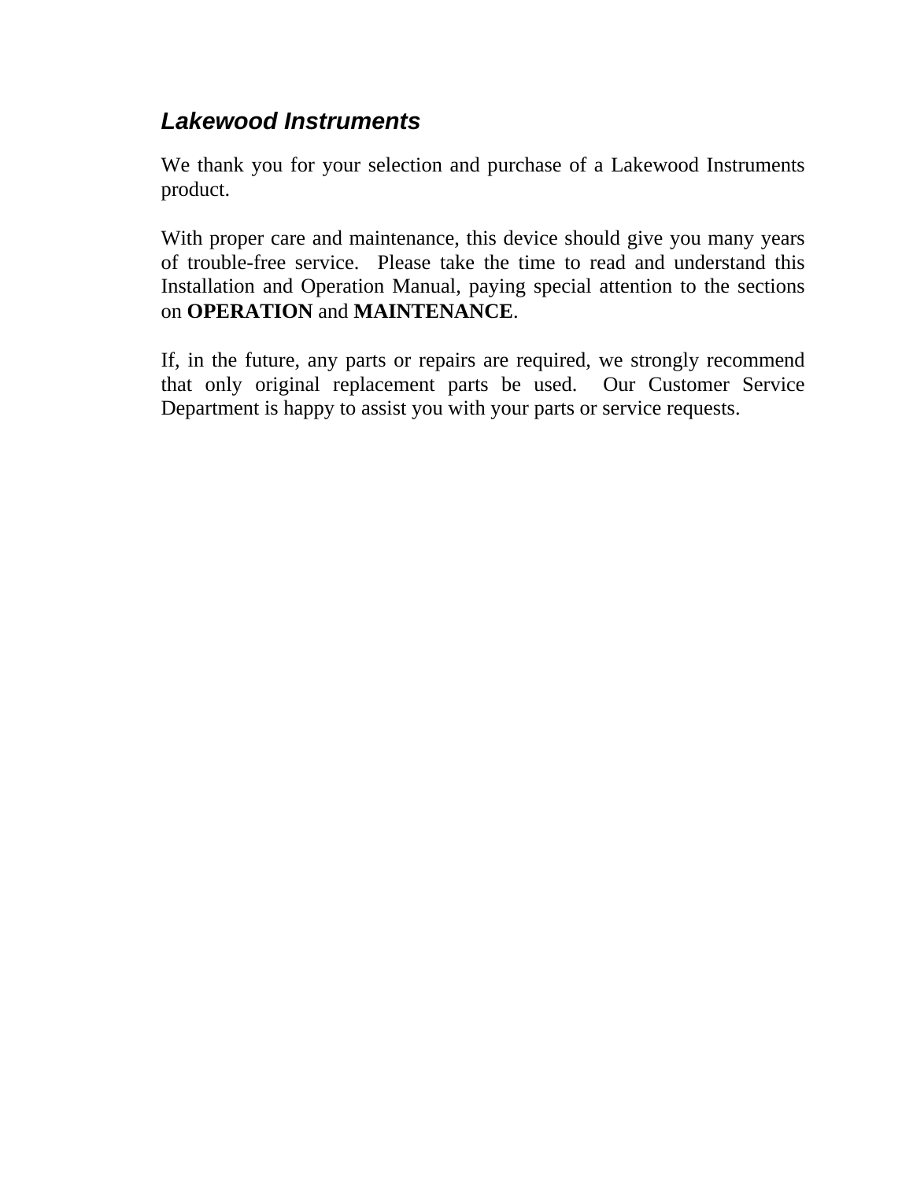## *Lakewood Instruments*

We thank you for your selection and purchase of a Lakewood Instruments product.

With proper care and maintenance, this device should give you many years of trouble-free service. Please take the time to read and understand this Installation and Operation Manual, paying special attention to the sections on **OPERATION** and **MAINTENANCE**.

If, in the future, any parts or repairs are required, we strongly recommend that only original replacement parts be used. Our Customer Service Department is happy to assist you with your parts or service requests.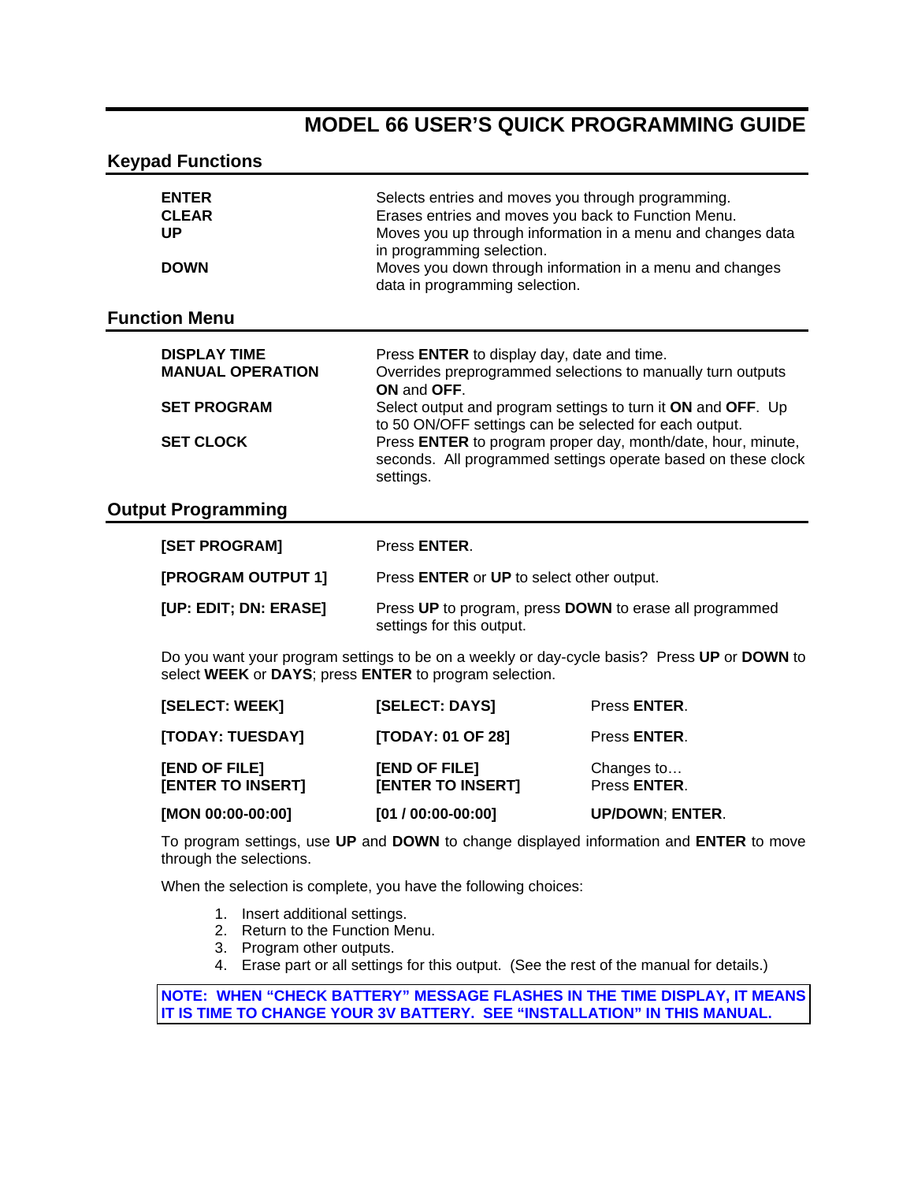# MODEL 66 USER'S QUICK PROGRAMMING GUIDE

## Keypad Functions

| | |
|---|---|
| **ENTER** | Selects entries and moves you through programming. |
| **CLEAR** | Erases entries and moves you back to Function Menu. |
| **UP** | Moves you up through information in a menu and changes data in programming selection. |
| **DOWN** | Moves you down through information in a menu and changes data in programming selection. |

## Function Menu

| | |
|---|---|
| **DISPLAY TIME** | Press **ENTER** to display day, date and time. |
| **MANUAL OPERATION** | Overrides preprogrammed selections to manually turn outputs **ON** and **OFF**. |
| **SET PROGRAM** | Select output and program settings to turn it **ON** and **OFF**. Up to 50 ON/OFF settings can be selected for each output. |
| **SET CLOCK** | Press **ENTER** to program proper day, month/date, hour, minute, seconds. All programmed settings operate based on these clock settings. |

## Output Programming

| | |
|---|---|
| **[SET PROGRAM]** | Press **ENTER**. |
| **[PROGRAM OUTPUT 1]** | Press **ENTER** or **UP** to select other output. |
| **[UP: EDIT; DN: ERASE]** | Press **UP** to program, press **DOWN** to erase all programmed settings for this output. |

Do you want your program settings to be on a weekly or day-cycle basis? Press **UP** or **DOWN** to select **WEEK** or **DAYS**; press **ENTER** to program selection.

| | | |
|---|---|---|
| **[SELECT: WEEK]** | **[SELECT: DAYS]** | Press **ENTER**. |
| **[TODAY: TUESDAY]** | **[TODAY: 01 OF 28]** | Press **ENTER**. |
| **[END OF FILE]** **[ENTER TO INSERT]** | **[END OF FILE]** **[ENTER TO INSERT]** | Changes to… Press **ENTER**. |
| **[MON 00:00-00:00]** | **[01 / 00:00-00:00]** | **UP/DOWN**; **ENTER**. |

To program settings, use **UP** and **DOWN** to change displayed information and **ENTER** to move through the selections.

When the selection is complete, you have the following choices:

1. Insert additional settings.
2. Return to the Function Menu.
3. Program other outputs.
4. Erase part or all settings for this output. (See the rest of the manual for details.)

**NOTE: WHEN "CHECK BATTERY" MESSAGE FLASHES IN THE TIME DISPLAY, IT MEANS IT IS TIME TO CHANGE YOUR 3V BATTERY. SEE "INSTALLATION" IN THIS MANUAL.**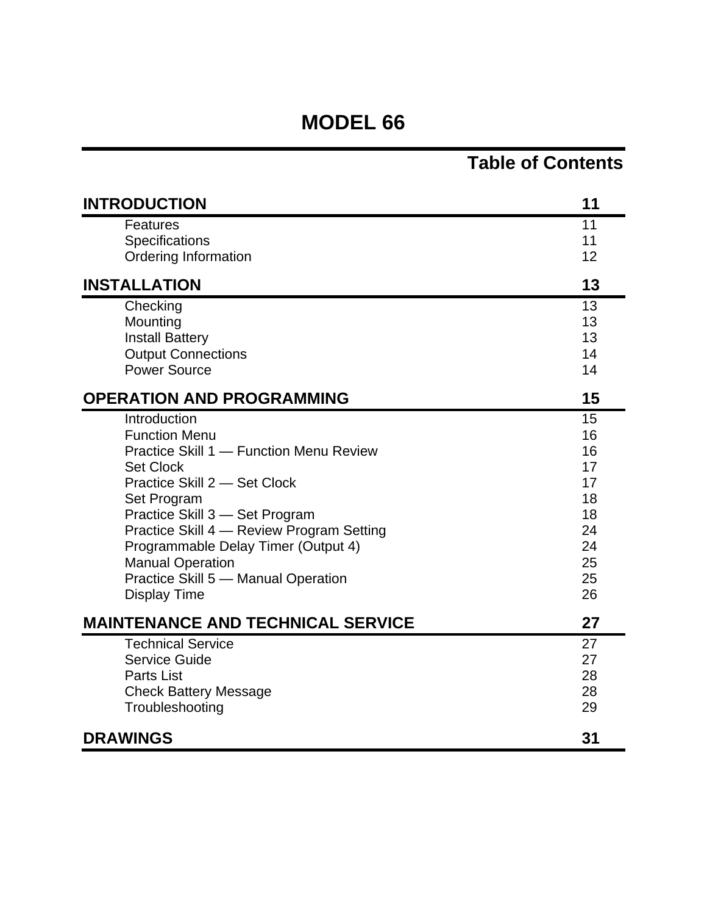# MODEL 66

## Table of Contents

| | |
|---|---|
| **INTRODUCTION** | **11** |
| Features | 11 |
| Specifications | 11 |
| Ordering Information | 12 |
| **INSTALLATION** | **13** |
| Checking | 13 |
| Mounting | 13 |
| Install Battery | 13 |
| Output Connections | 14 |
| Power Source | 14 |
| **OPERATION AND PROGRAMMING** | **15** |
| Introduction | 15 |
| Function Menu | 16 |
| Practice Skill 1 — Function Menu Review | 16 |
| Set Clock | 17 |
| Practice Skill 2 — Set Clock | 17 |
| Set Program | 18 |
| Practice Skill 3 — Set Program | 18 |
| Practice Skill 4 — Review Program Setting | 24 |
| Programmable Delay Timer (Output 4) | 24 |
| Manual Operation | 25 |
| Practice Skill 5 — Manual Operation | 25 |
| Display Time | 26 |
| **MAINTENANCE AND TECHNICAL SERVICE** | **27** |
| Technical Service | 27 |
| Service Guide | 27 |
| Parts List | 28 |
| Check Battery Message | 28 |
| Troubleshooting | 29 |
| **DRAWINGS** | **31** |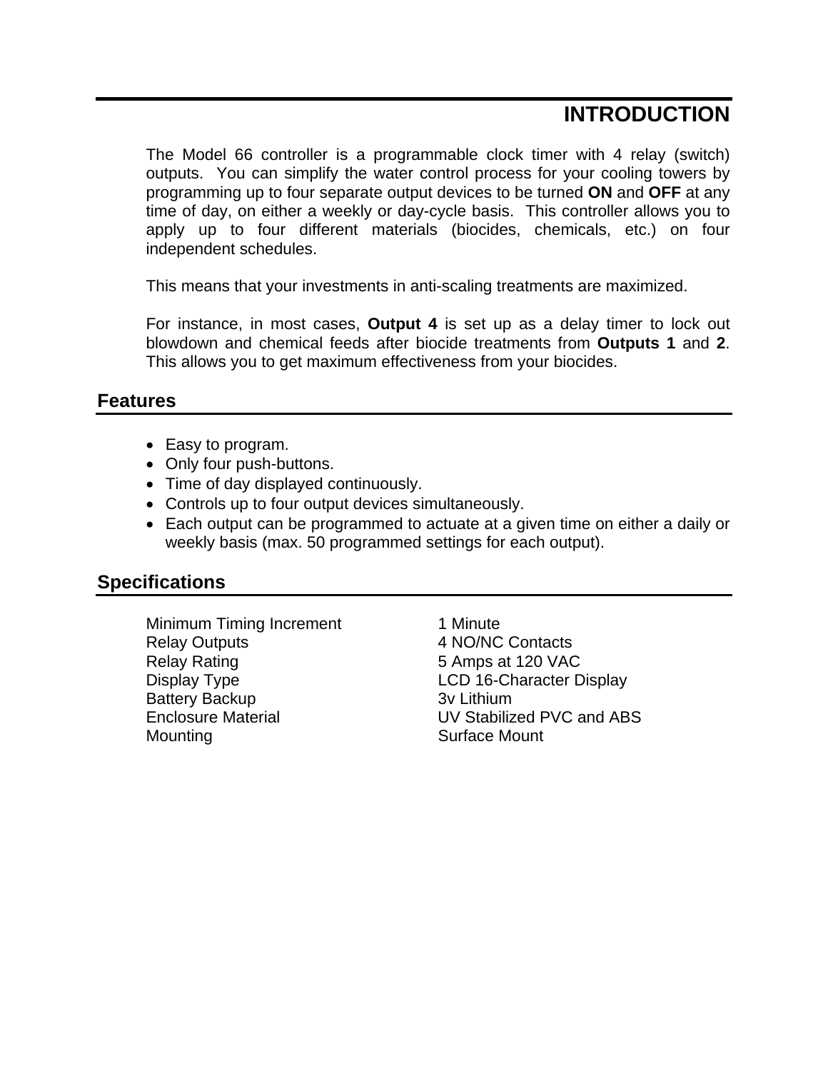# INTRODUCTION

The Model 66 controller is a programmable clock timer with 4 relay (switch) outputs. You can simplify the water control process for your cooling towers by programming up to four separate output devices to be turned **ON** and **OFF** at any time of day, on either a weekly or day-cycle basis. This controller allows you to apply up to four different materials (biocides, chemicals, etc.) on four independent schedules.

This means that your investments in anti-scaling treatments are maximized.

For instance, in most cases, **Output 4** is set up as a delay timer to lock out blowdown and chemical feeds after biocide treatments from **Outputs 1** and **2**. This allows you to get maximum effectiveness from your biocides.

## Features

- Easy to program.
- Only four push-buttons.
- Time of day displayed continuously.
- Controls up to four output devices simultaneously.
- Each output can be programmed to actuate at a given time on either a daily or weekly basis (max. 50 programmed settings for each output).

## Specifications

| | |
|---|---|
| Minimum Timing Increment | 1 Minute |
| Relay Outputs | 4 NO/NC Contacts |
| Relay Rating | 5 Amps at 120 VAC |
| Display Type | LCD 16-Character Display |
| Battery Backup | 3v Lithium |
| Enclosure Material | UV Stabilized PVC and ABS |
| Mounting | Surface Mount |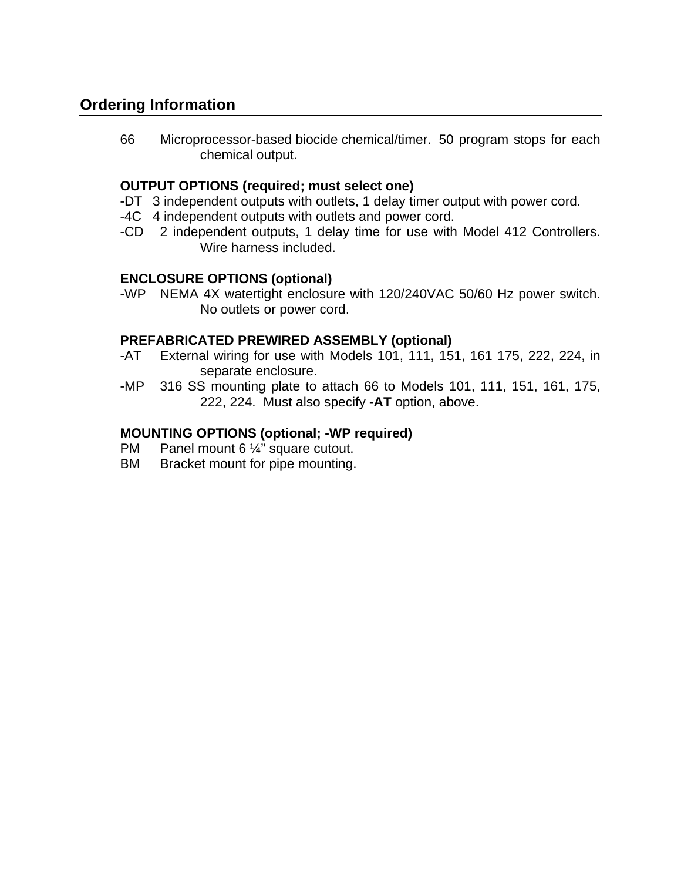## Ordering Information

66 Microprocessor-based biocide chemical/timer. 50 program stops for each chemical output.

**OUTPUT OPTIONS (required; must select one)**

-DT 3 independent outputs with outlets, 1 delay timer output with power cord.
-4C 4 independent outputs with outlets and power cord.
-CD 2 independent outputs, 1 delay time for use with Model 412 Controllers. Wire harness included.

**ENCLOSURE OPTIONS (optional)**

-WP NEMA 4X watertight enclosure with 120/240VAC 50/60 Hz power switch. No outlets or power cord.

**PREFABRICATED PREWIRED ASSEMBLY (optional)**

-AT External wiring for use with Models 101, 111, 151, 161 175, 222, 224, in separate enclosure.
-MP 316 SS mounting plate to attach 66 to Models 101, 111, 151, 161, 175, 222, 224. Must also specify **-AT** option, above.

**MOUNTING OPTIONS (optional; -WP required)**

PM Panel mount 6 ¼" square cutout.
BM Bracket mount for pipe mounting.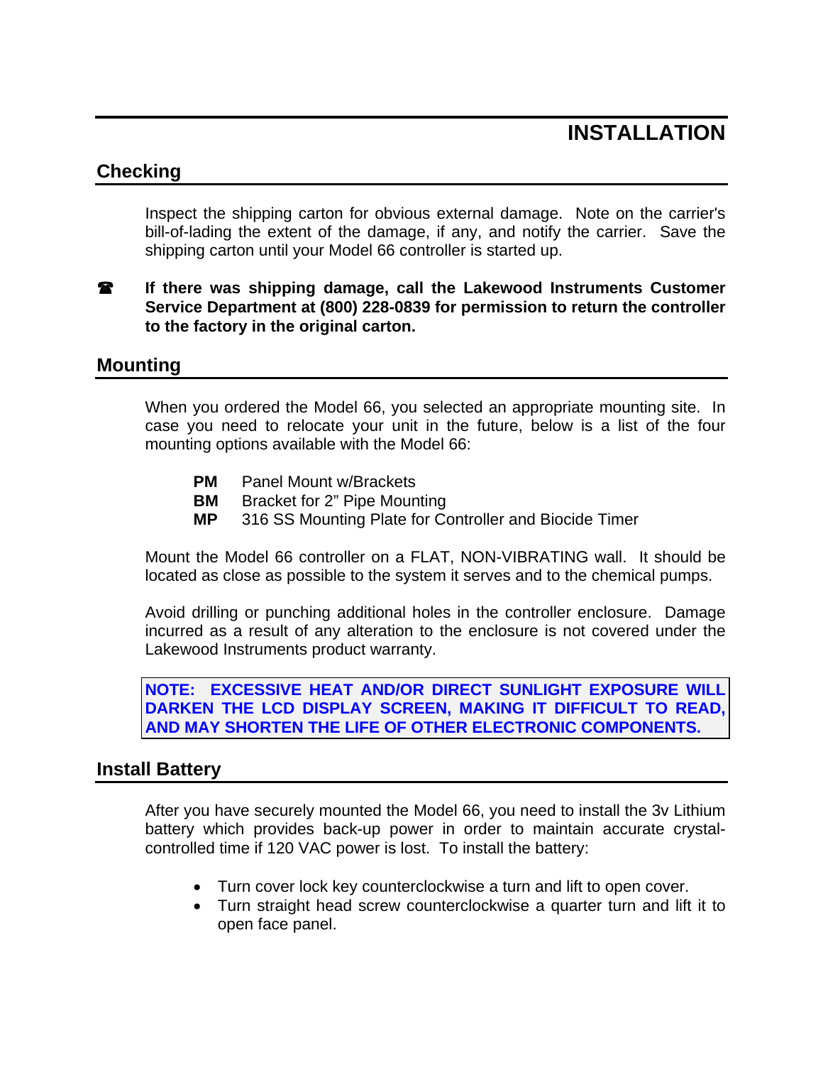# INSTALLATION

## Checking

Inspect the shipping carton for obvious external damage. Note on the carrier's bill-of-lading the extent of the damage, if any, and notify the carrier. Save the shipping carton until your Model 66 controller is started up.

☎ **If there was shipping damage, call the Lakewood Instruments Customer Service Department at (800) 228-0839 for permission to return the controller to the factory in the original carton.**

## Mounting

When you ordered the Model 66, you selected an appropriate mounting site. In case you need to relocate your unit in the future, below is a list of the four mounting options available with the Model 66:

**PM** Panel Mount w/Brackets
**BM** Bracket for 2" Pipe Mounting
**MP** 316 SS Mounting Plate for Controller and Biocide Timer

Mount the Model 66 controller on a FLAT, NON-VIBRATING wall. It should be located as close as possible to the system it serves and to the chemical pumps.

Avoid drilling or punching additional holes in the controller enclosure. Damage incurred as a result of any alteration to the enclosure is not covered under the Lakewood Instruments product warranty.

**NOTE: EXCESSIVE HEAT AND/OR DIRECT SUNLIGHT EXPOSURE WILL DARKEN THE LCD DISPLAY SCREEN, MAKING IT DIFFICULT TO READ, AND MAY SHORTEN THE LIFE OF OTHER ELECTRONIC COMPONENTS.**

## Install Battery

After you have securely mounted the Model 66, you need to install the 3v Lithium battery which provides back-up power in order to maintain accurate crystal-controlled time if 120 VAC power is lost. To install the battery:

- Turn cover lock key counterclockwise a turn and lift to open cover.
- Turn straight head screw counterclockwise a quarter turn and lift it to open face panel.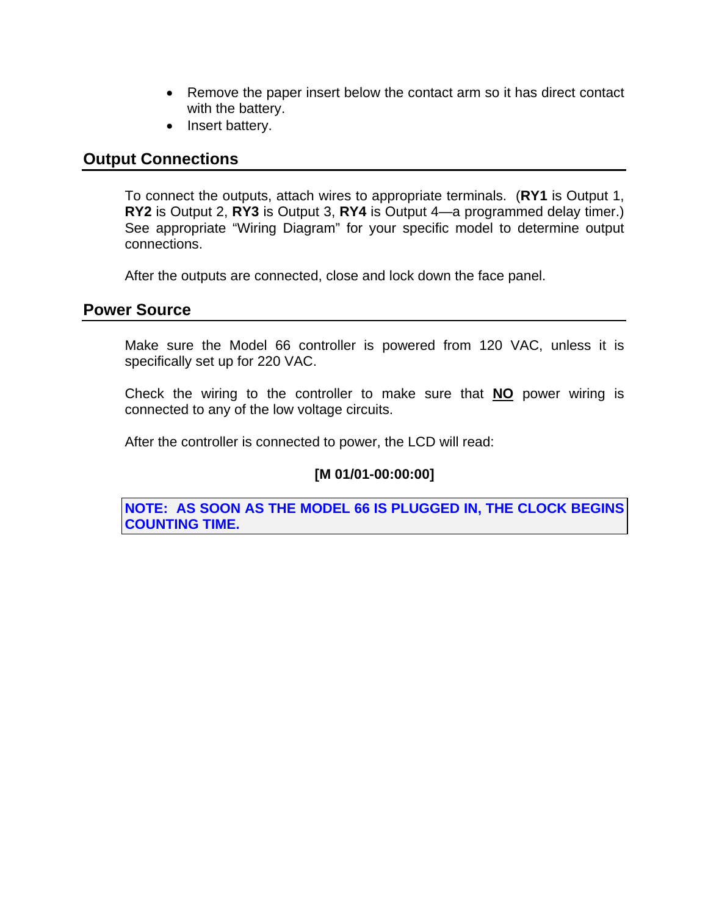- Remove the paper insert below the contact arm so it has direct contact with the battery.
- Insert battery.

## Output Connections

To connect the outputs, attach wires to appropriate terminals. (**RY1** is Output 1, **RY2** is Output 2, **RY3** is Output 3, **RY4** is Output 4—a programmed delay timer.) See appropriate "Wiring Diagram" for your specific model to determine output connections.

After the outputs are connected, close and lock down the face panel.

## Power Source

Make sure the Model 66 controller is powered from 120 VAC, unless it is specifically set up for 220 VAC.

Check the wiring to the controller to make sure that **NO** power wiring is connected to any of the low voltage circuits.

After the controller is connected to power, the LCD will read:

**[M 01/01-00:00:00]**

**NOTE: AS SOON AS THE MODEL 66 IS PLUGGED IN, THE CLOCK BEGINS COUNTING TIME.**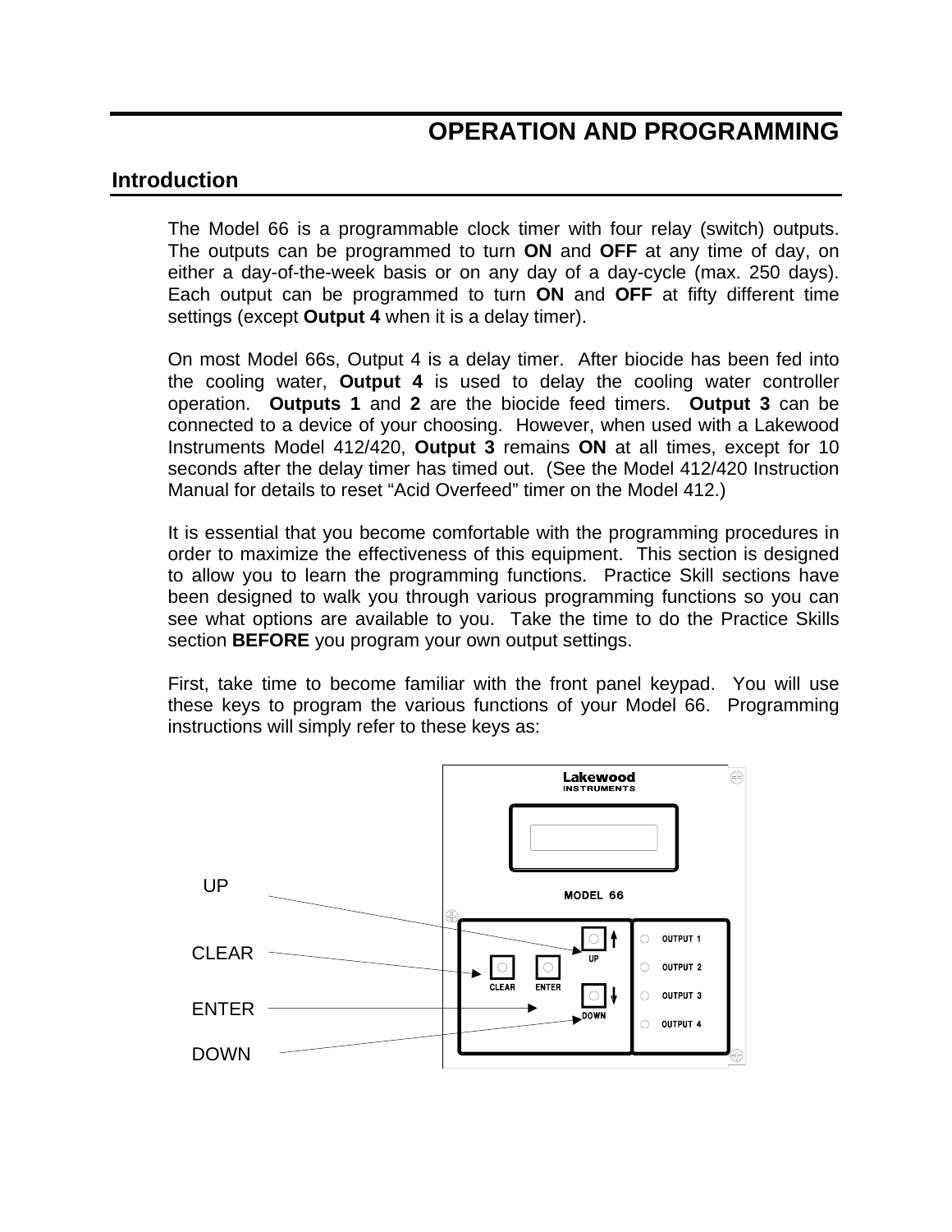# OPERATION AND PROGRAMMING

## Introduction

The Model 66 is a programmable clock timer with four relay (switch) outputs. The outputs can be programmed to turn **ON** and **OFF** at any time of day, on either a day-of-the-week basis or on any day of a day-cycle (max. 250 days). Each output can be programmed to turn **ON** and **OFF** at fifty different time settings (except **Output 4** when it is a delay timer).

On most Model 66s, Output 4 is a delay timer. After biocide has been fed into the cooling water, **Output 4** is used to delay the cooling water controller operation. **Outputs 1** and **2** are the biocide feed timers. **Output 3** can be connected to a device of your choosing. However, when used with a Lakewood Instruments Model 412/420, **Output 3** remains **ON** at all times, except for 10 seconds after the delay timer has timed out. (See the Model 412/420 Instruction Manual for details to reset "Acid Overfeed" timer on the Model 412.)

It is essential that you become comfortable with the programming procedures in order to maximize the effectiveness of this equipment. This section is designed to allow you to learn the programming functions. Practice Skill sections have been designed to walk you through various programming functions so you can see what options are available to you. Take the time to do the Practice Skills section **BEFORE** you program your own output settings.

First, take time to become familiar with the front panel keypad. You will use these keys to program the various functions of your Model 66. Programming instructions will simply refer to these keys as:

UP

CLEAR

ENTER

DOWN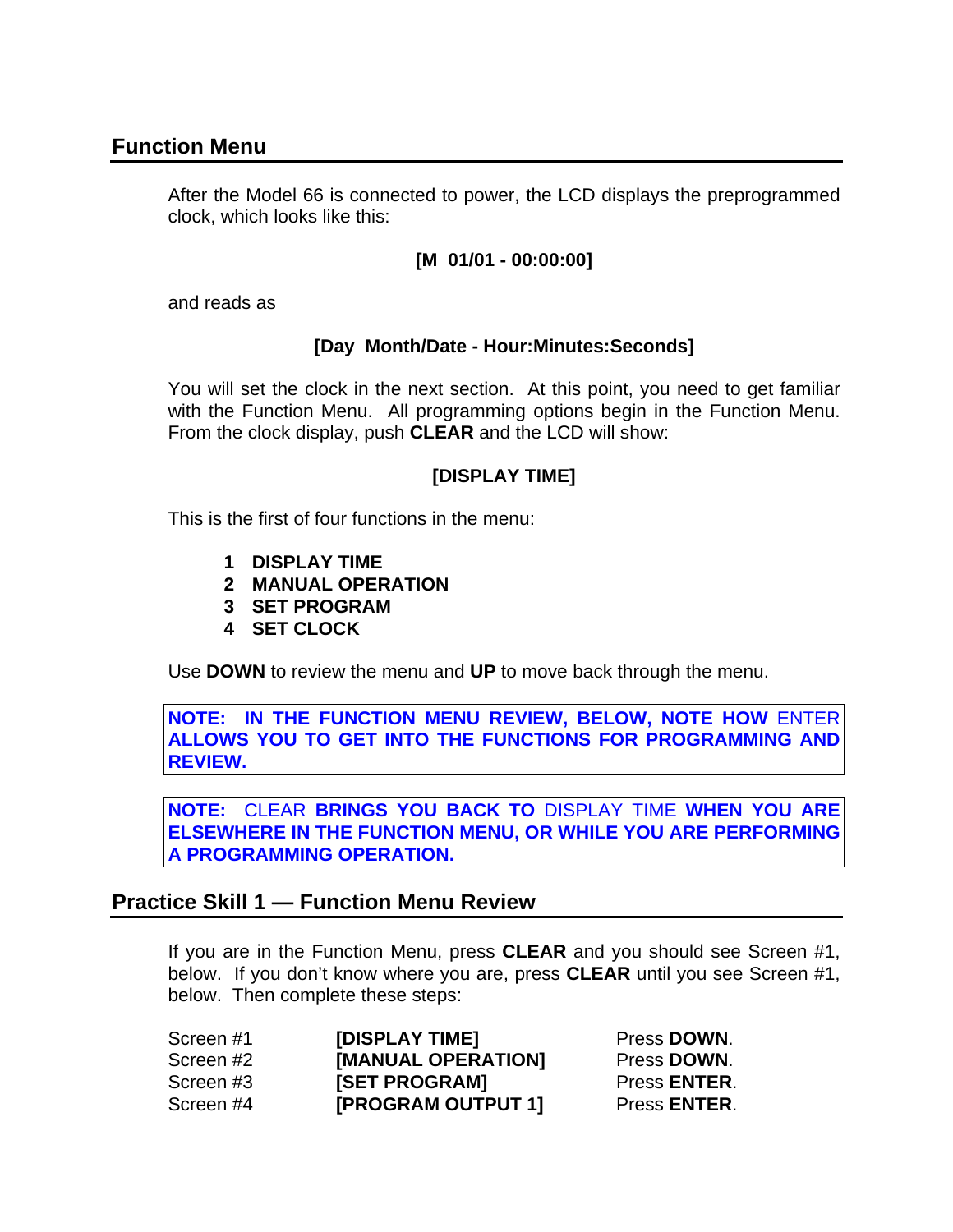## Function Menu

After the Model 66 is connected to power, the LCD displays the preprogrammed clock, which looks like this:

**[M  01/01 - 00:00:00]**

and reads as

**[Day  Month/Date - Hour:Minutes:Seconds]**

You will set the clock in the next section. At this point, you need to get familiar with the Function Menu. All programming options begin in the Function Menu. From the clock display, push **CLEAR** and the LCD will show:

**[DISPLAY TIME]**

This is the first of four functions in the menu:

1. **DISPLAY TIME**
2. **MANUAL OPERATION**
3. **SET PROGRAM**
4. **SET CLOCK**

Use **DOWN** to review the menu and **UP** to move back through the menu.

> **NOTE: IN THE FUNCTION MENU REVIEW, BELOW, NOTE HOW** ENTER **ALLOWS YOU TO GET INTO THE FUNCTIONS FOR PROGRAMMING AND REVIEW.**

> **NOTE:** CLEAR **BRINGS YOU BACK TO** DISPLAY TIME **WHEN YOU ARE ELSEWHERE IN THE FUNCTION MENU, OR WHILE YOU ARE PERFORMING A PROGRAMMING OPERATION.**

## Practice Skill 1 — Function Menu Review

If you are in the Function Menu, press **CLEAR** and you should see Screen #1, below. If you don't know where you are, press **CLEAR** until you see Screen #1, below. Then complete these steps:

| | | |
|---|---|---|
| Screen #1 | **[DISPLAY TIME]** | Press **DOWN**. |
| Screen #2 | **[MANUAL OPERATION]** | Press **DOWN**. |
| Screen #3 | **[SET PROGRAM]** | Press **ENTER**. |
| Screen #4 | **[PROGRAM OUTPUT 1]** | Press **ENTER**. |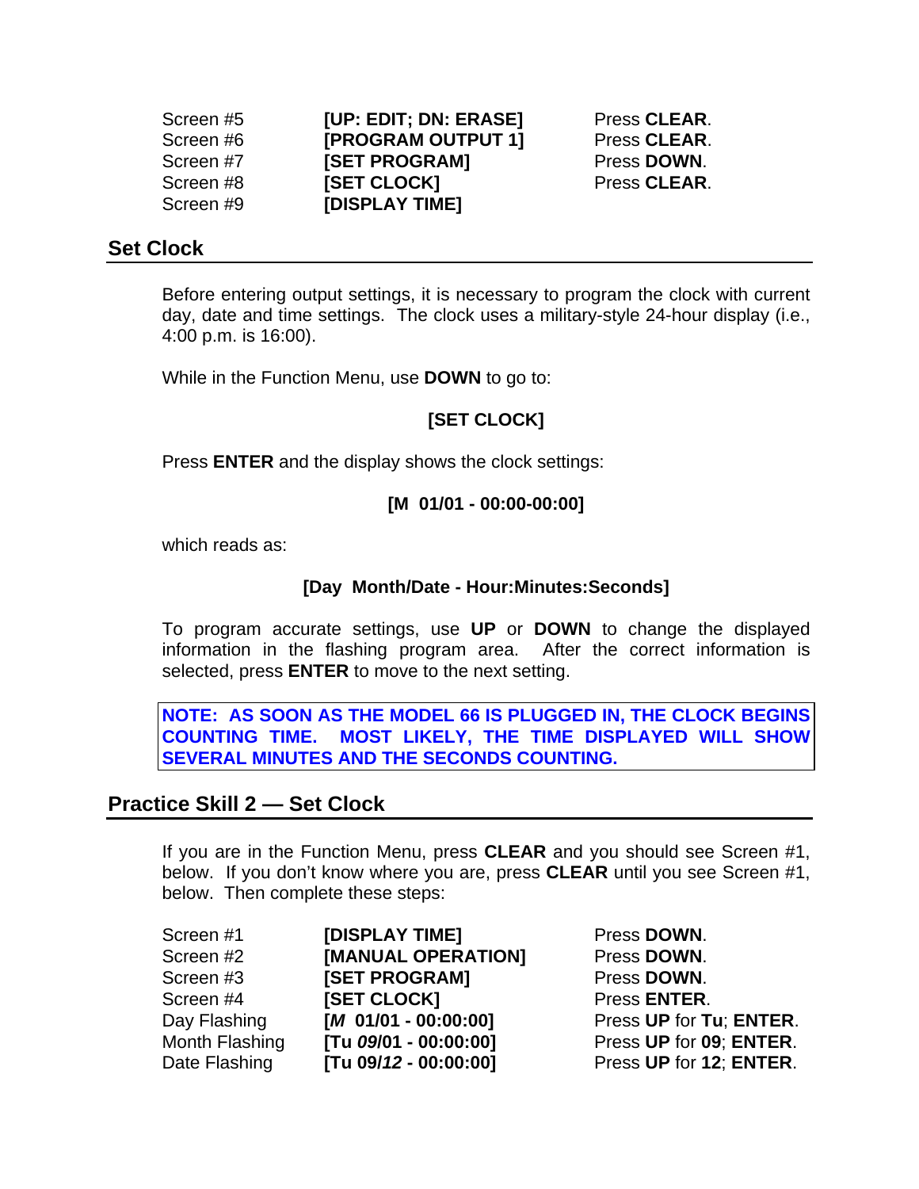| | | |
|---|---|---|
| Screen #5 | **[UP: EDIT; DN: ERASE]** | Press **CLEAR**. |
| Screen #6 | **[PROGRAM OUTPUT 1]** | Press **CLEAR**. |
| Screen #7 | **[SET PROGRAM]** | Press **DOWN**. |
| Screen #8 | **[SET CLOCK]** | Press **CLEAR**. |
| Screen #9 | **[DISPLAY TIME]** | |

## Set Clock

Before entering output settings, it is necessary to program the clock with current day, date and time settings. The clock uses a military-style 24-hour display (i.e., 4:00 p.m. is 16:00).

While in the Function Menu, use **DOWN** to go to:

**[SET CLOCK]**

Press **ENTER** and the display shows the clock settings:

**[M 01/01 - 00:00-00:00]**

which reads as:

**[Day Month/Date - Hour:Minutes:Seconds]**

To program accurate settings, use **UP** or **DOWN** to change the displayed information in the flashing program area. After the correct information is selected, press **ENTER** to move to the next setting.

**NOTE: AS SOON AS THE MODEL 66 IS PLUGGED IN, THE CLOCK BEGINS COUNTING TIME. MOST LIKELY, THE TIME DISPLAYED WILL SHOW SEVERAL MINUTES AND THE SECONDS COUNTING.**

## Practice Skill 2 — Set Clock

If you are in the Function Menu, press **CLEAR** and you should see Screen #1, below. If you don't know where you are, press **CLEAR** until you see Screen #1, below. Then complete these steps:

| | | |
|---|---|---|
| Screen #1 | **[DISPLAY TIME]** | Press **DOWN**. |
| Screen #2 | **[MANUAL OPERATION]** | Press **DOWN**. |
| Screen #3 | **[SET PROGRAM]** | Press **DOWN**. |
| Screen #4 | **[SET CLOCK]** | Press **ENTER**. |
| Day Flashing | **[*M* 01/01 - 00:00:00]** | Press **UP** for **Tu**; **ENTER**. |
| Month Flashing | **[Tu *09*/01 - 00:00:00]** | Press **UP** for **09**; **ENTER**. |
| Date Flashing | **[Tu 09/*12* - 00:00:00]** | Press **UP** for **12**; **ENTER**. |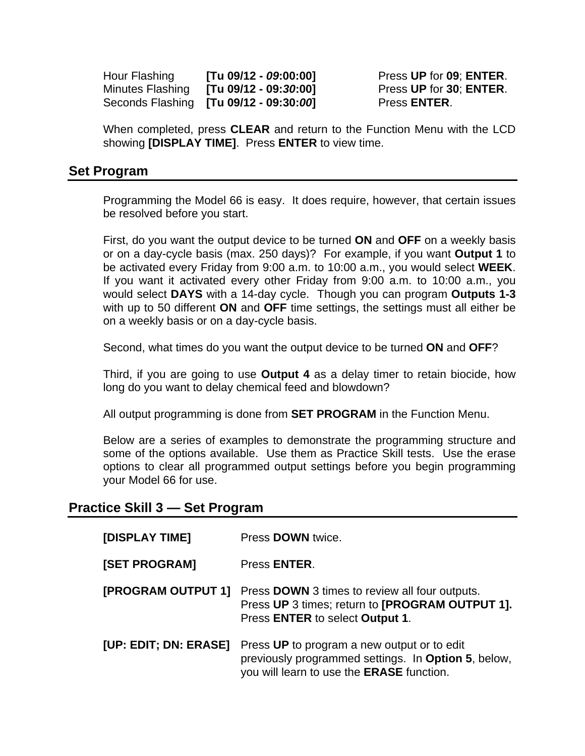| | | |
|---|---|---|
| Hour Flashing | **[Tu 09/12 - *09*:00:00]** | Press **UP** for **09**; **ENTER**. |
| Minutes Flashing | **[Tu 09/12 - 09:*30*:00]** | Press **UP** for **30**; **ENTER**. |
| Seconds Flashing | **[Tu 09/12 - 09:30:*00*]** | Press **ENTER**. |

When completed, press **CLEAR** and return to the Function Menu with the LCD showing **[DISPLAY TIME]**. Press **ENTER** to view time.

## Set Program

Programming the Model 66 is easy. It does require, however, that certain issues be resolved before you start.

First, do you want the output device to be turned **ON** and **OFF** on a weekly basis or on a day-cycle basis (max. 250 days)? For example, if you want **Output 1** to be activated every Friday from 9:00 a.m. to 10:00 a.m., you would select **WEEK**. If you want it activated every other Friday from 9:00 a.m. to 10:00 a.m., you would select **DAYS** with a 14-day cycle. Though you can program **Outputs 1-3** with up to 50 different **ON** and **OFF** time settings, the settings must all either be on a weekly basis or on a day-cycle basis.

Second, what times do you want the output device to be turned **ON** and **OFF**?

Third, if you are going to use **Output 4** as a delay timer to retain biocide, how long do you want to delay chemical feed and blowdown?

All output programming is done from **SET PROGRAM** in the Function Menu.

Below are a series of examples to demonstrate the programming structure and some of the options available. Use them as Practice Skill tests. Use the erase options to clear all programmed output settings before you begin programming your Model 66 for use.

## Practice Skill 3 — Set Program

| | |
|---|---|
| **[DISPLAY TIME]** | Press **DOWN** twice. |
| **[SET PROGRAM]** | Press **ENTER**. |
| **[PROGRAM OUTPUT 1]** | Press **DOWN** 3 times to review all four outputs.<br>Press **UP** 3 times; return to **[PROGRAM OUTPUT 1].**<br>Press **ENTER** to select **Output 1**. |
| **[UP: EDIT; DN: ERASE]** | Press **UP** to program a new output or to edit previously programmed settings. In **Option 5**, below, you will learn to use the **ERASE** function. |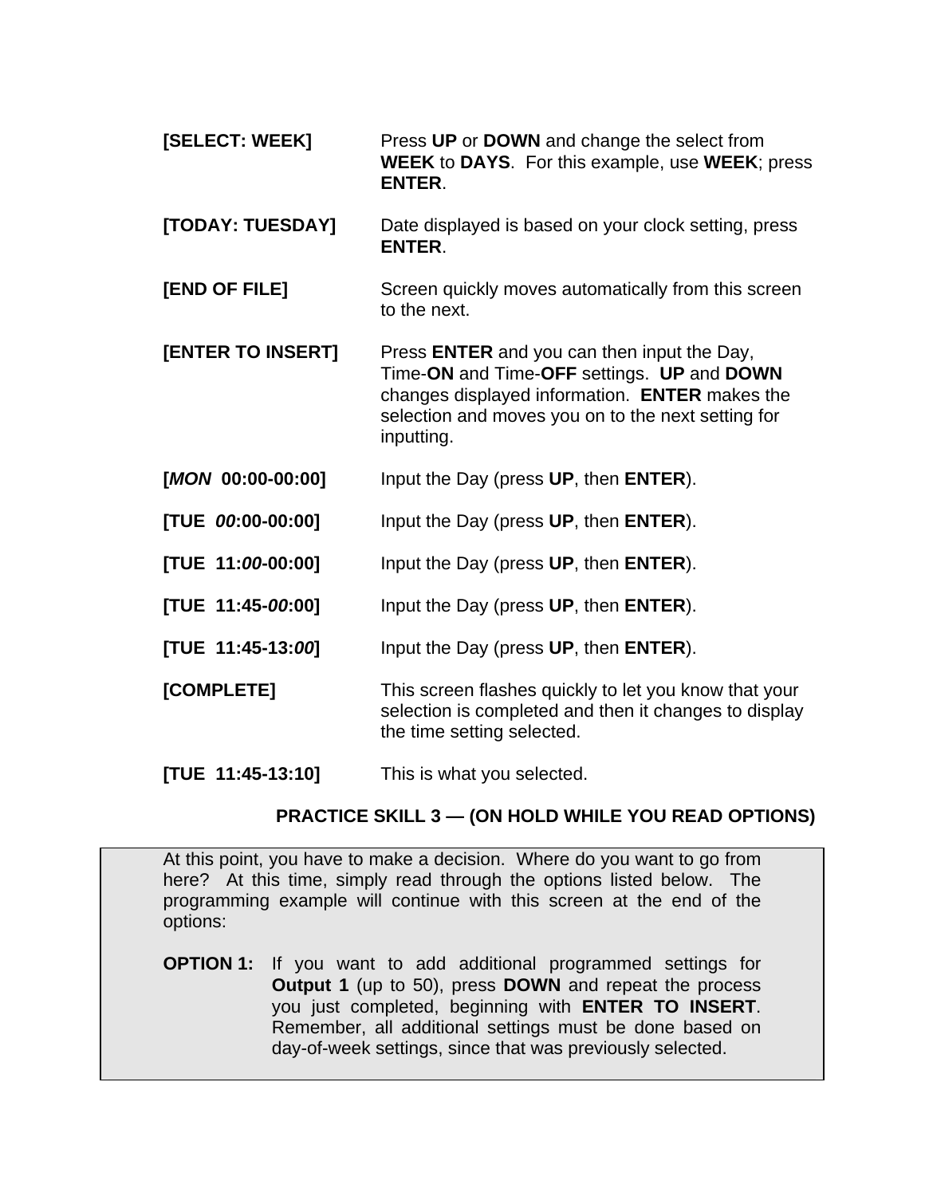**[SELECT: WEEK]** Press **UP** or **DOWN** and change the select from **WEEK** to **DAYS**. For this example, use **WEEK**; press **ENTER**.

**[TODAY: TUESDAY]** Date displayed is based on your clock setting, press **ENTER**.

**[END OF FILE]** Screen quickly moves automatically from this screen to the next.

**[ENTER TO INSERT]** Press **ENTER** and you can then input the Day, Time-**ON** and Time-**OFF** settings. **UP** and **DOWN** changes displayed information. **ENTER** makes the selection and moves you on to the next setting for inputting.

**[*MON* 00:00-00:00]** Input the Day (press **UP**, then **ENTER**).

**[TUE *00*:00-00:00]** Input the Day (press **UP**, then **ENTER**).

**[TUE 11:*00*-00:00]** Input the Day (press **UP**, then **ENTER**).

**[TUE 11:45-*00*:00]** Input the Day (press **UP**, then **ENTER**).

**[TUE 11:45-13:*00*]** Input the Day (press **UP**, then **ENTER**).

**[COMPLETE]** This screen flashes quickly to let you know that your selection is completed and then it changes to display the time setting selected.

**[TUE 11:45-13:10]** This is what you selected.

**PRACTICE SKILL 3 — (ON HOLD WHILE YOU READ OPTIONS)**

At this point, you have to make a decision. Where do you want to go from here? At this time, simply read through the options listed below. The programming example will continue with this screen at the end of the options:

**OPTION 1:** If you want to add additional programmed settings for **Output 1** (up to 50), press **DOWN** and repeat the process you just completed, beginning with **ENTER TO INSERT**. Remember, all additional settings must be done based on day-of-week settings, since that was previously selected.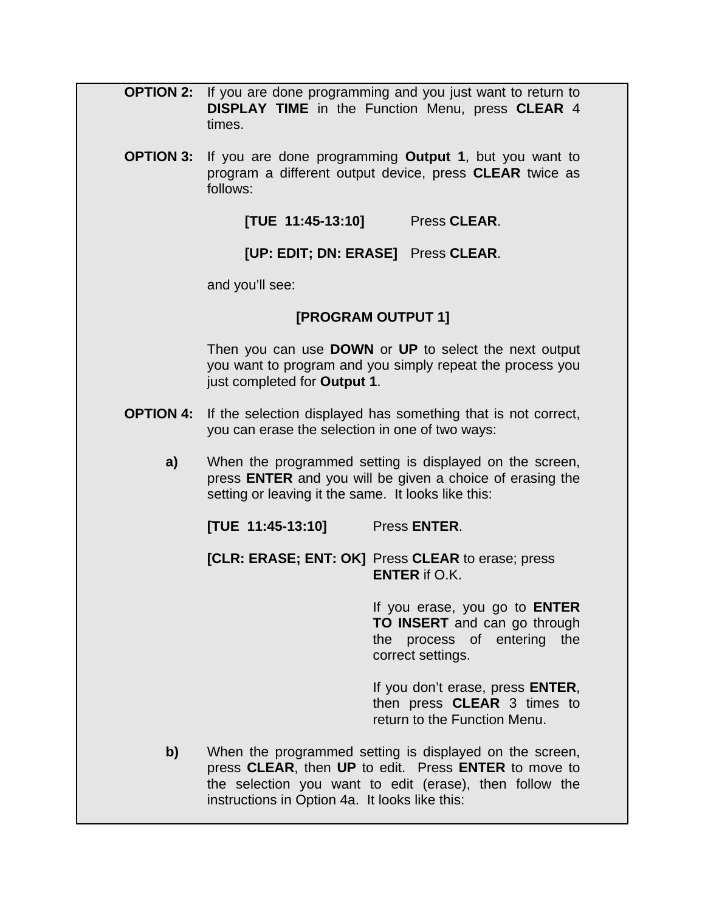**OPTION 2:** If you are done programming and you just want to return to **DISPLAY TIME** in the Function Menu, press **CLEAR** 4 times.

**OPTION 3:** If you are done programming **Output 1**, but you want to program a different output device, press **CLEAR** twice as follows:

| | |
|---|---|
| **[TUE 11:45-13:10]** | Press **CLEAR**. |
| **[UP: EDIT; DN: ERASE]** | Press **CLEAR**. |

and you'll see:

**[PROGRAM OUTPUT 1]**

Then you can use **DOWN** or **UP** to select the next output you want to program and you simply repeat the process you just completed for **Output 1**.

**OPTION 4:** If the selection displayed has something that is not correct, you can erase the selection in one of two ways:

**a)** When the programmed setting is displayed on the screen, press **ENTER** and you will be given a choice of erasing the setting or leaving it the same. It looks like this:

| | |
|---|---|
| **[TUE 11:45-13:10]** | Press **ENTER**. |
| **[CLR: ERASE; ENT: OK]** | Press **CLEAR** to erase; press **ENTER** if O.K. |

If you erase, you go to **ENTER TO INSERT** and can go through the process of entering the correct settings.

If you don't erase, press **ENTER**, then press **CLEAR** 3 times to return to the Function Menu.

**b)** When the programmed setting is displayed on the screen, press **CLEAR**, then **UP** to edit. Press **ENTER** to move to the selection you want to edit (erase), then follow the instructions in Option 4a. It looks like this: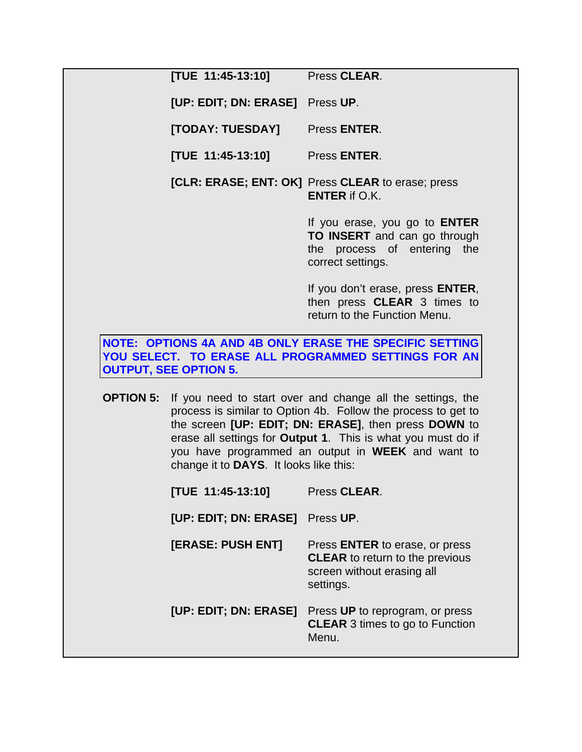| | |
|---|---|
| **[TUE 11:45-13:10]** | Press **CLEAR**. |
| **[UP: EDIT; DN: ERASE]** | Press **UP**. |
| **[TODAY: TUESDAY]** | Press **ENTER**. |
| **[TUE 11:45-13:10]** | Press **ENTER**. |
| **[CLR: ERASE; ENT: OK]** | Press **CLEAR** to erase; press **ENTER** if O.K. |
| | If you erase, you go to **ENTER TO INSERT** and can go through the process of entering the correct settings. |
| | If you don't erase, press **ENTER**, then press **CLEAR** 3 times to return to the Function Menu. |

**NOTE: OPTIONS 4A AND 4B ONLY ERASE THE SPECIFIC SETTING YOU SELECT. TO ERASE ALL PROGRAMMED SETTINGS FOR AN OUTPUT, SEE OPTION 5.**

**OPTION 5:** If you need to start over and change all the settings, the process is similar to Option 4b. Follow the process to get to the screen **[UP: EDIT; DN: ERASE]**, then press **DOWN** to erase all settings for **Output 1**. This is what you must do if you have programmed an output in **WEEK** and want to change it to **DAYS**. It looks like this:

| | |
|---|---|
| **[TUE 11:45-13:10]** | Press **CLEAR**. |
| **[UP: EDIT; DN: ERASE]** | Press **UP**. |
| **[ERASE: PUSH ENT]** | Press **ENTER** to erase, or press **CLEAR** to return to the previous screen without erasing all settings. |
| **[UP: EDIT; DN: ERASE]** | Press **UP** to reprogram, or press **CLEAR** 3 times to go to Function Menu. |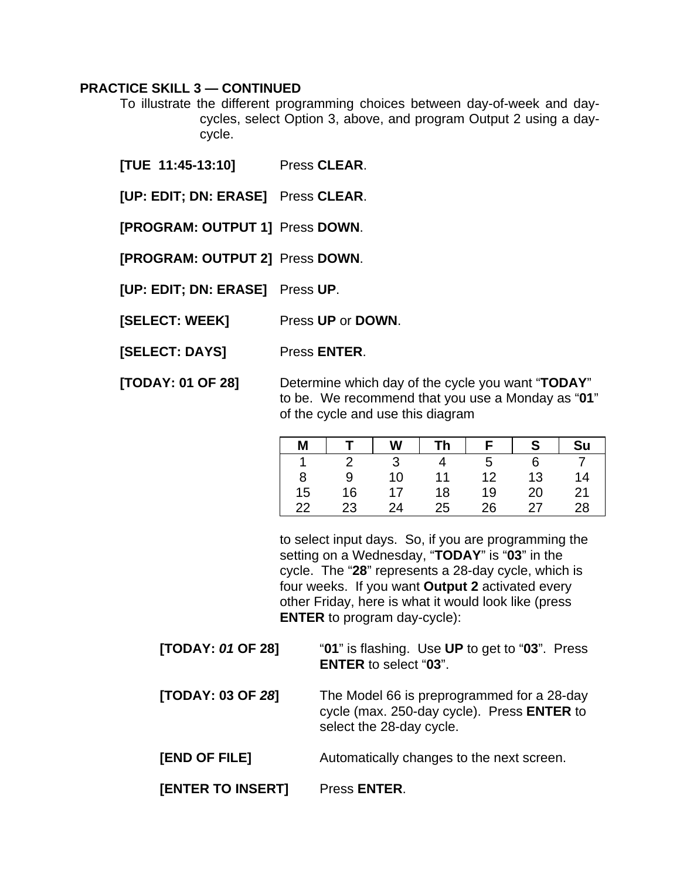**PRACTICE SKILL 3 — CONTINUED**

To illustrate the different programming choices between day-of-week and day-cycles, select Option 3, above, and program Output 2 using a day-cycle.

**[TUE 11:45-13:10]** Press **CLEAR**.

**[UP: EDIT; DN: ERASE]** Press **CLEAR**.

**[PROGRAM: OUTPUT 1]** Press **DOWN**.

**[PROGRAM: OUTPUT 2]** Press **DOWN**.

**[UP: EDIT; DN: ERASE]** Press **UP**.

**[SELECT: WEEK]** Press **UP** or **DOWN**.

**[SELECT: DAYS]** Press **ENTER**.

**[TODAY: 01 OF 28]** Determine which day of the cycle you want "**TODAY**" to be. We recommend that you use a Monday as "**01**" of the cycle and use this diagram

| M | T | W | Th | F | S | Su |
|---|---|---|---|---|---|---|
| 1 | 2 | 3 | 4 | 5 | 6 | 7 |
| 8 | 9 | 10 | 11 | 12 | 13 | 14 |
| 15 | 16 | 17 | 18 | 19 | 20 | 21 |
| 22 | 23 | 24 | 25 | 26 | 27 | 28 |

to select input days. So, if you are programming the setting on a Wednesday, "**TODAY**" is "**03**" in the cycle. The "**28**" represents a 28-day cycle, which is four weeks. If you want **Output 2** activated every other Friday, here is what it would look like (press **ENTER** to program day-cycle):

**[TODAY: *01* OF 28]** "**01**" is flashing. Use **UP** to get to "**03**". Press **ENTER** to select "**03**".

**[TODAY: 03 OF *28*]** The Model 66 is preprogrammed for a 28-day cycle (max. 250-day cycle). Press **ENTER** to select the 28-day cycle.

**[END OF FILE]** Automatically changes to the next screen.

**[ENTER TO INSERT]** Press **ENTER**.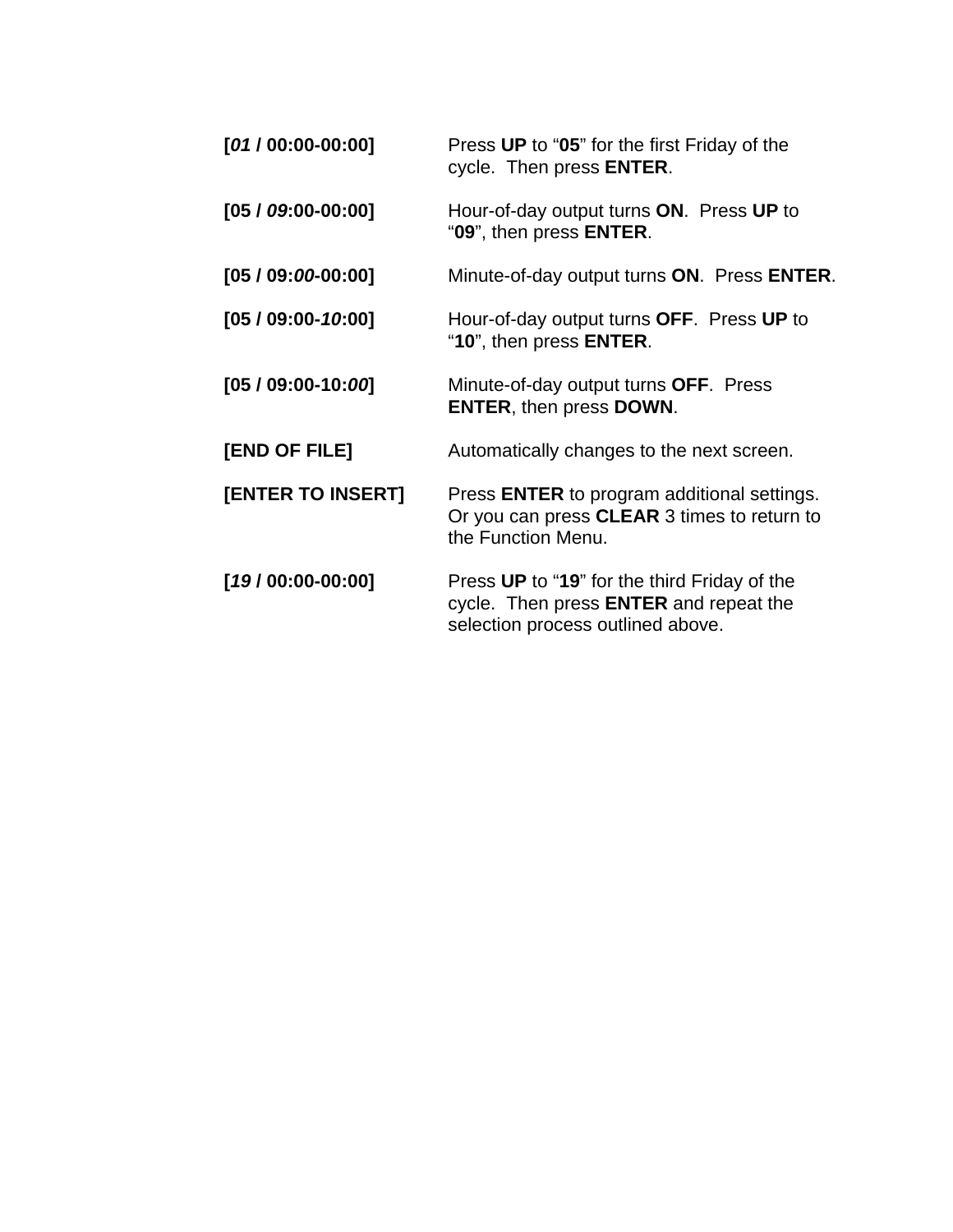| | |
|---|---|
| **[*01* / 00:00-00:00]** | Press **UP** to “**05**” for the first Friday of the cycle. Then press **ENTER**. |
| **[05 / *09*:00-00:00]** | Hour-of-day output turns **ON**. Press **UP** to “**09**”, then press **ENTER**. |
| **[05 / 09:*00*-00:00]** | Minute-of-day output turns **ON**. Press **ENTER**. |
| **[05 / 09:00-*10*:00]** | Hour-of-day output turns **OFF**. Press **UP** to “**10**”, then press **ENTER**. |
| **[05 / 09:00-10:*00*]** | Minute-of-day output turns **OFF**. Press **ENTER**, then press **DOWN**. |
| **[END OF FILE]** | Automatically changes to the next screen. |
| **[ENTER TO INSERT]** | Press **ENTER** to program additional settings. Or you can press **CLEAR** 3 times to return to the Function Menu. |
| **[*19* / 00:00-00:00]** | Press **UP** to “**19**” for the third Friday of the cycle. Then press **ENTER** and repeat the selection process outlined above. |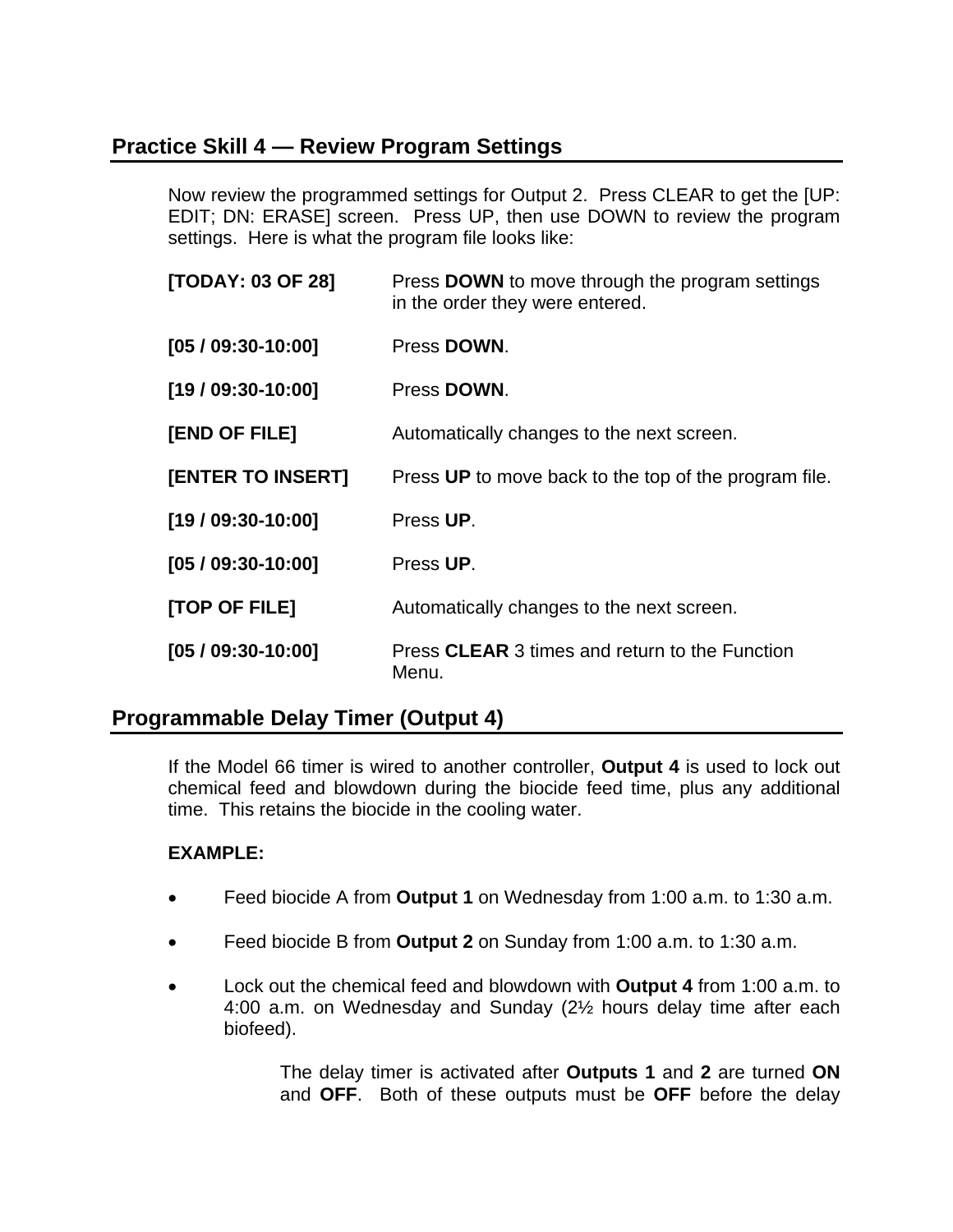## Practice Skill 4 — Review Program Settings

Now review the programmed settings for Output 2. Press CLEAR to get the [UP: EDIT; DN: ERASE] screen. Press UP, then use DOWN to review the program settings. Here is what the program file looks like:

| | |
|---|---|
| **[TODAY: 03 OF 28]** | Press **DOWN** to move through the program settings in the order they were entered. |
| **[05 / 09:30-10:00]** | Press **DOWN**. |
| **[19 / 09:30-10:00]** | Press **DOWN**. |
| **[END OF FILE]** | Automatically changes to the next screen. |
| **[ENTER TO INSERT]** | Press **UP** to move back to the top of the program file. |
| **[19 / 09:30-10:00]** | Press **UP**. |
| **[05 / 09:30-10:00]** | Press **UP**. |
| **[TOP OF FILE]** | Automatically changes to the next screen. |
| **[05 / 09:30-10:00]** | Press **CLEAR** 3 times and return to the Function Menu. |

## Programmable Delay Timer (Output 4)

If the Model 66 timer is wired to another controller, **Output 4** is used to lock out chemical feed and blowdown during the biocide feed time, plus any additional time. This retains the biocide in the cooling water.

**EXAMPLE:**

- Feed biocide A from **Output 1** on Wednesday from 1:00 a.m. to 1:30 a.m.
- Feed biocide B from **Output 2** on Sunday from 1:00 a.m. to 1:30 a.m.
- Lock out the chemical feed and blowdown with **Output 4** from 1:00 a.m. to 4:00 a.m. on Wednesday and Sunday (2½ hours delay time after each biofeed).

The delay timer is activated after **Outputs 1** and **2** are turned **ON** and **OFF**. Both of these outputs must be **OFF** before the delay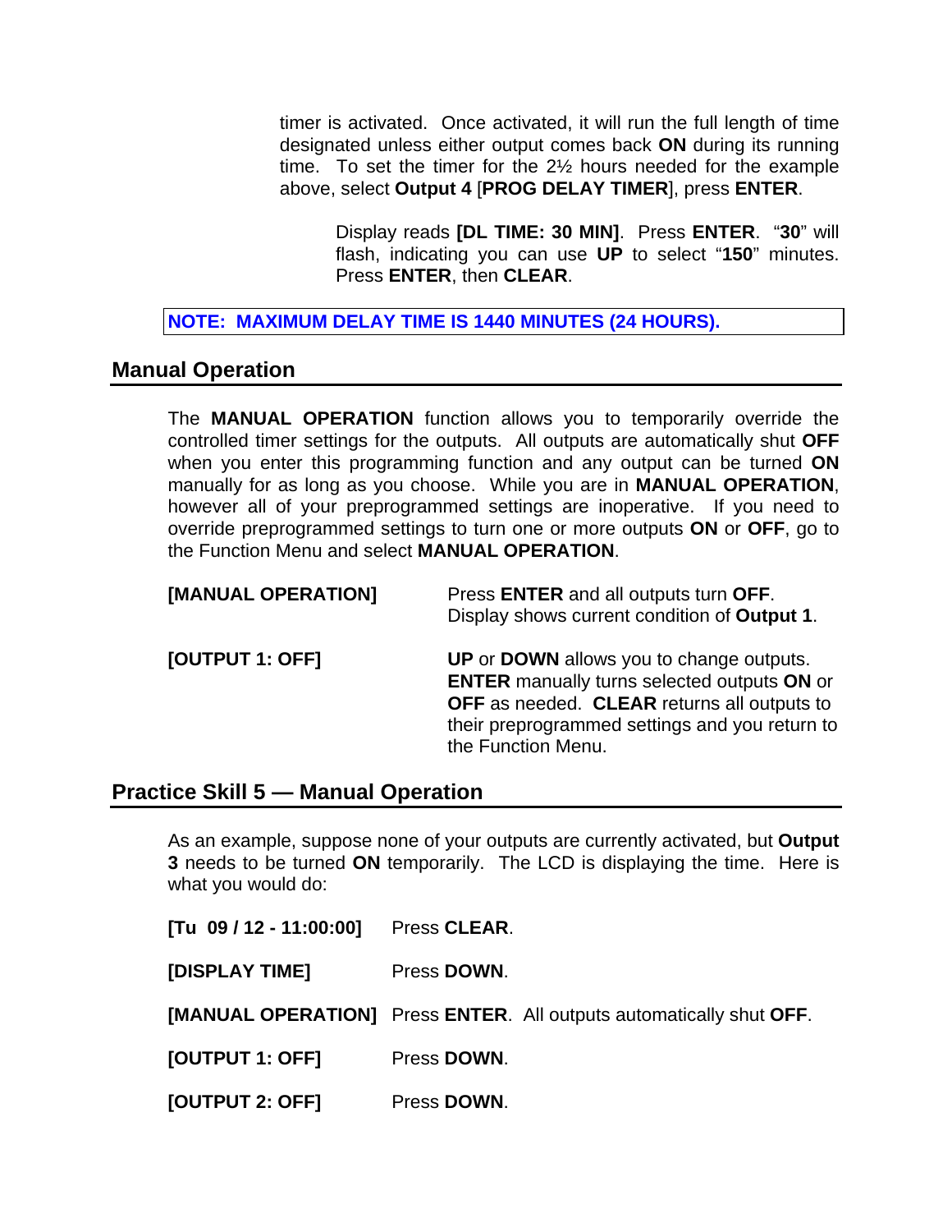timer is activated. Once activated, it will run the full length of time designated unless either output comes back **ON** during its running time. To set the timer for the 2½ hours needed for the example above, select **Output 4** [**PROG DELAY TIMER**], press **ENTER**.

> Display reads **[DL TIME: 30 MIN]**. Press **ENTER**. "**30**" will flash, indicating you can use **UP** to select "**150**" minutes. Press **ENTER**, then **CLEAR**.

**NOTE: MAXIMUM DELAY TIME IS 1440 MINUTES (24 HOURS).**

## Manual Operation

The **MANUAL OPERATION** function allows you to temporarily override the controlled timer settings for the outputs. All outputs are automatically shut **OFF** when you enter this programming function and any output can be turned **ON** manually for as long as you choose. While you are in **MANUAL OPERATION**, however all of your preprogrammed settings are inoperative. If you need to override preprogrammed settings to turn one or more outputs **ON** or **OFF**, go to the Function Menu and select **MANUAL OPERATION**.

| | |
|---|---|
| **[MANUAL OPERATION]** | Press **ENTER** and all outputs turn **OFF**. Display shows current condition of **Output 1**. |
| **[OUTPUT 1: OFF]** | **UP** or **DOWN** allows you to change outputs. **ENTER** manually turns selected outputs **ON** or **OFF** as needed. **CLEAR** returns all outputs to their preprogrammed settings and you return to the Function Menu. |

## Practice Skill 5 — Manual Operation

As an example, suppose none of your outputs are currently activated, but **Output 3** needs to be turned **ON** temporarily. The LCD is displaying the time. Here is what you would do:

| | |
|---|---|
| **[Tu 09 / 12 - 11:00:00]** | Press **CLEAR**. |
| **[DISPLAY TIME]** | Press **DOWN**. |
| **[MANUAL OPERATION]** | Press **ENTER**. All outputs automatically shut **OFF**. |
| **[OUTPUT 1: OFF]** | Press **DOWN**. |
| **[OUTPUT 2: OFF]** | Press **DOWN**. |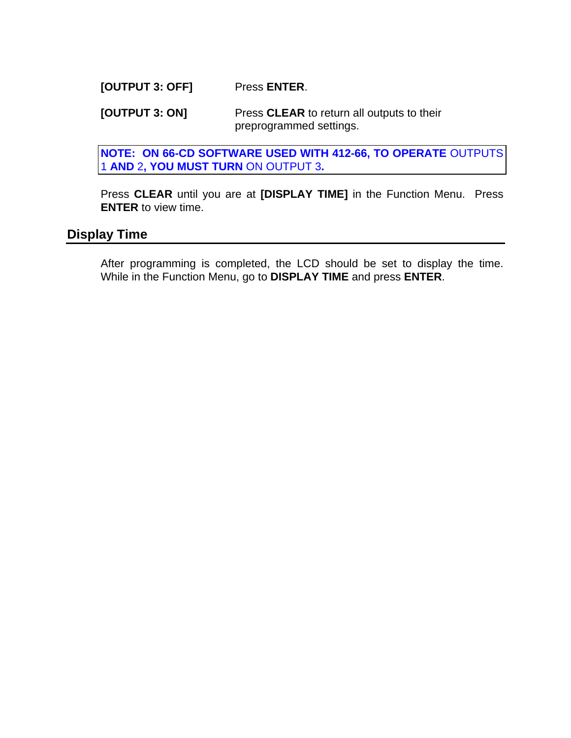| | |
|---|---|
| **[OUTPUT 3: OFF]** | Press **ENTER**. |
| **[OUTPUT 3: ON]** | Press **CLEAR** to return all outputs to their preprogrammed settings. |

> **NOTE: ON 66-CD SOFTWARE USED WITH 412-66, TO OPERATE** OUTPUTS 1 **AND** 2**, YOU MUST TURN** ON OUTPUT 3**.**

Press **CLEAR** until you are at **[DISPLAY TIME]** in the Function Menu. Press **ENTER** to view time.

## Display Time

After programming is completed, the LCD should be set to display the time. While in the Function Menu, go to **DISPLAY TIME** and press **ENTER**.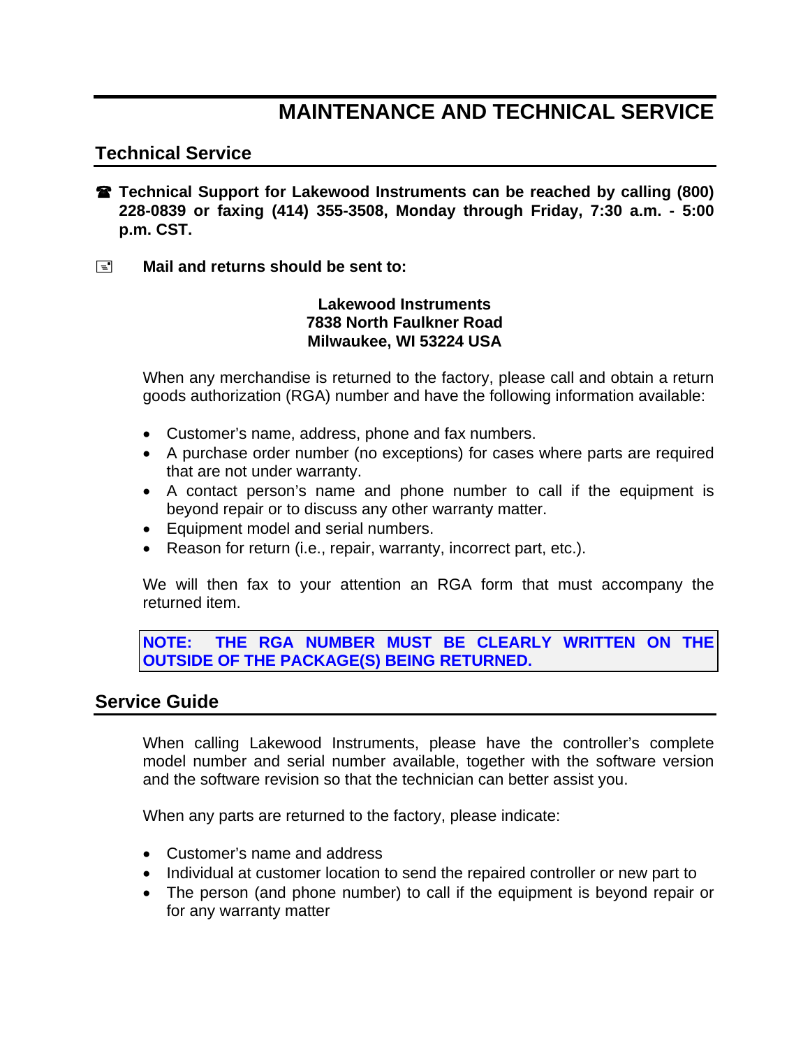# MAINTENANCE AND TECHNICAL SERVICE

## Technical Service

☎ **Technical Support for Lakewood Instruments can be reached by calling (800) 228-0839 or faxing (414) 355-3508, Monday through Friday, 7:30 a.m. - 5:00 p.m. CST.**

✉ **Mail and returns should be sent to:**

**Lakewood Instruments**
**7838 North Faulkner Road**
**Milwaukee, WI 53224 USA**

When any merchandise is returned to the factory, please call and obtain a return goods authorization (RGA) number and have the following information available:

- Customer's name, address, phone and fax numbers.
- A purchase order number (no exceptions) for cases where parts are required that are not under warranty.
- A contact person's name and phone number to call if the equipment is beyond repair or to discuss any other warranty matter.
- Equipment model and serial numbers.
- Reason for return (i.e., repair, warranty, incorrect part, etc.).

We will then fax to your attention an RGA form that must accompany the returned item.

**NOTE: THE RGA NUMBER MUST BE CLEARLY WRITTEN ON THE OUTSIDE OF THE PACKAGE(S) BEING RETURNED.**

## Service Guide

When calling Lakewood Instruments, please have the controller's complete model number and serial number available, together with the software version and the software revision so that the technician can better assist you.

When any parts are returned to the factory, please indicate:

- Customer's name and address
- Individual at customer location to send the repaired controller or new part to
- The person (and phone number) to call if the equipment is beyond repair or for any warranty matter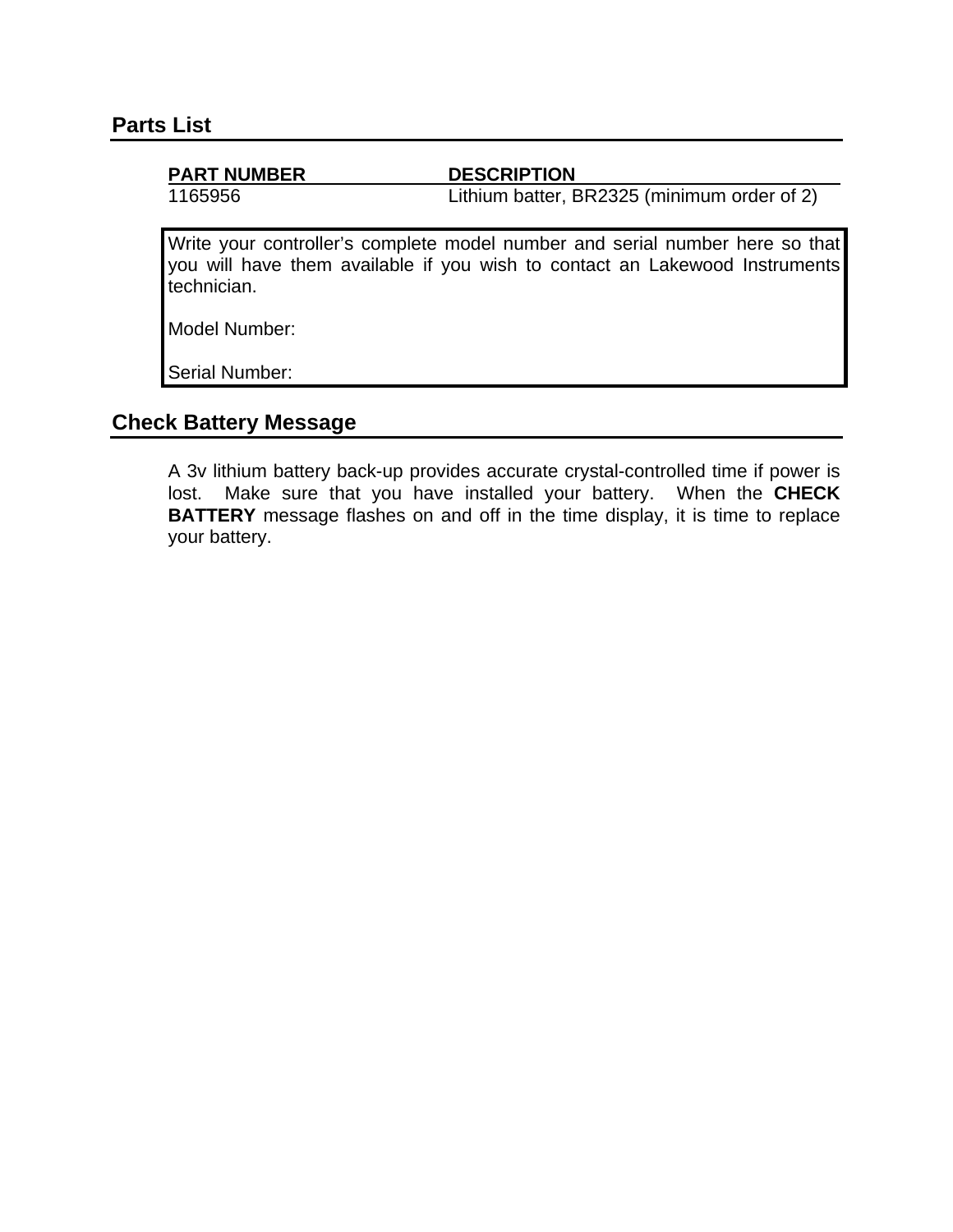## Parts List

| PART NUMBER | DESCRIPTION |
| --- | --- |
| 1165956 | Lithium batter, BR2325 (minimum order of 2) |

Write your controller's complete model number and serial number here so that you will have them available if you wish to contact an Lakewood Instruments technician.

Model Number:

Serial Number:

## Check Battery Message

A 3v lithium battery back-up provides accurate crystal-controlled time if power is lost. Make sure that you have installed your battery. When the **CHECK BATTERY** message flashes on and off in the time display, it is time to replace your battery.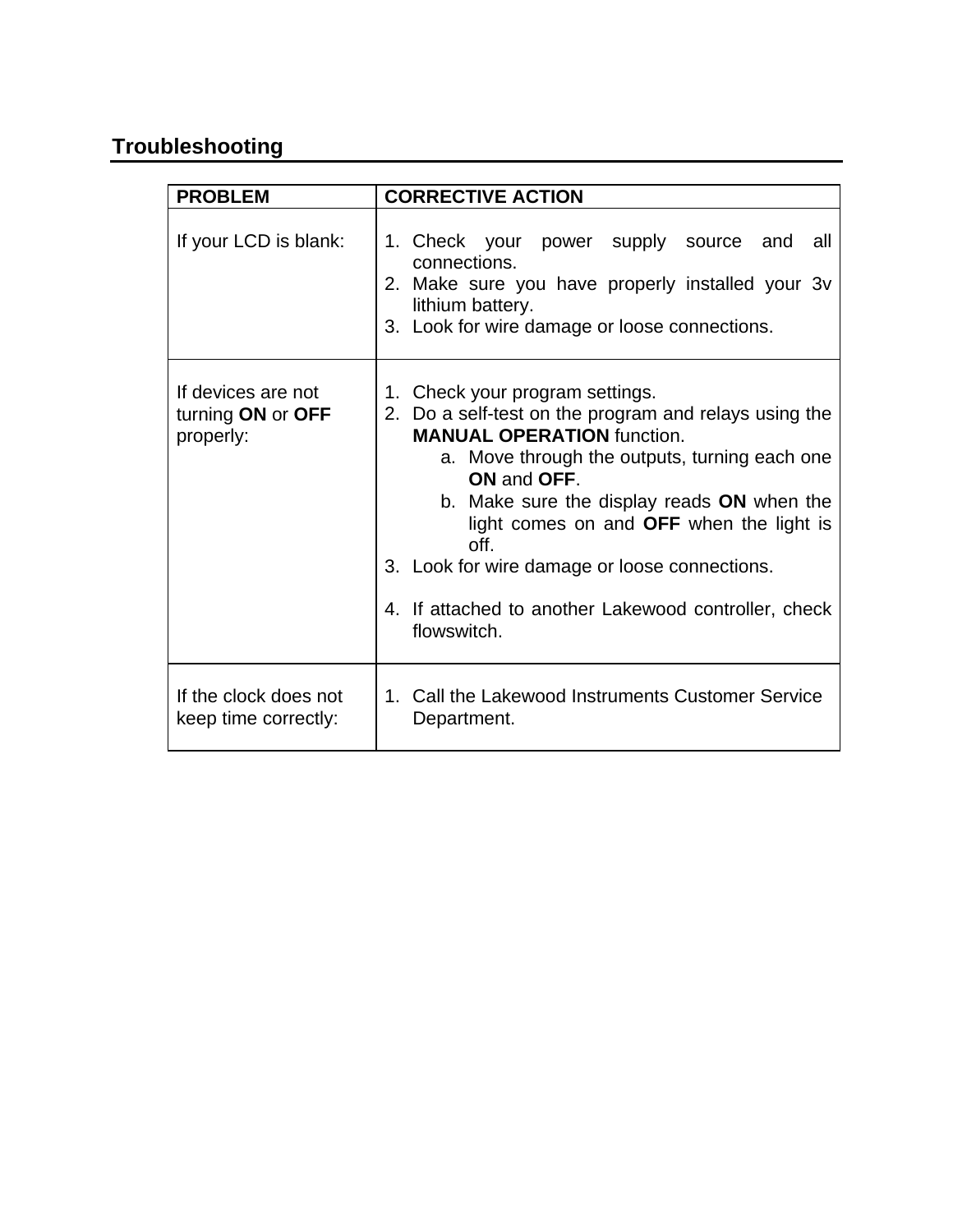## Troubleshooting

| **PROBLEM** | **CORRECTIVE ACTION** |
|---|---|
| If your LCD is blank: | 1. Check your power supply source and all connections.<br>2. Make sure you have properly installed your 3v lithium battery.<br>3. Look for wire damage or loose connections. |
| If devices are not turning **ON** or **OFF** properly: | 1. Check your program settings.<br>2. Do a self-test on the program and relays using the **MANUAL OPERATION** function.<br>a. Move through the outputs, turning each one **ON** and **OFF**.<br>b. Make sure the display reads **ON** when the light comes on and **OFF** when the light is off.<br>3. Look for wire damage or loose connections.<br>4. If attached to another Lakewood controller, check flowswitch. |
| If the clock does not keep time correctly: | 1. Call the Lakewood Instruments Customer Service Department. |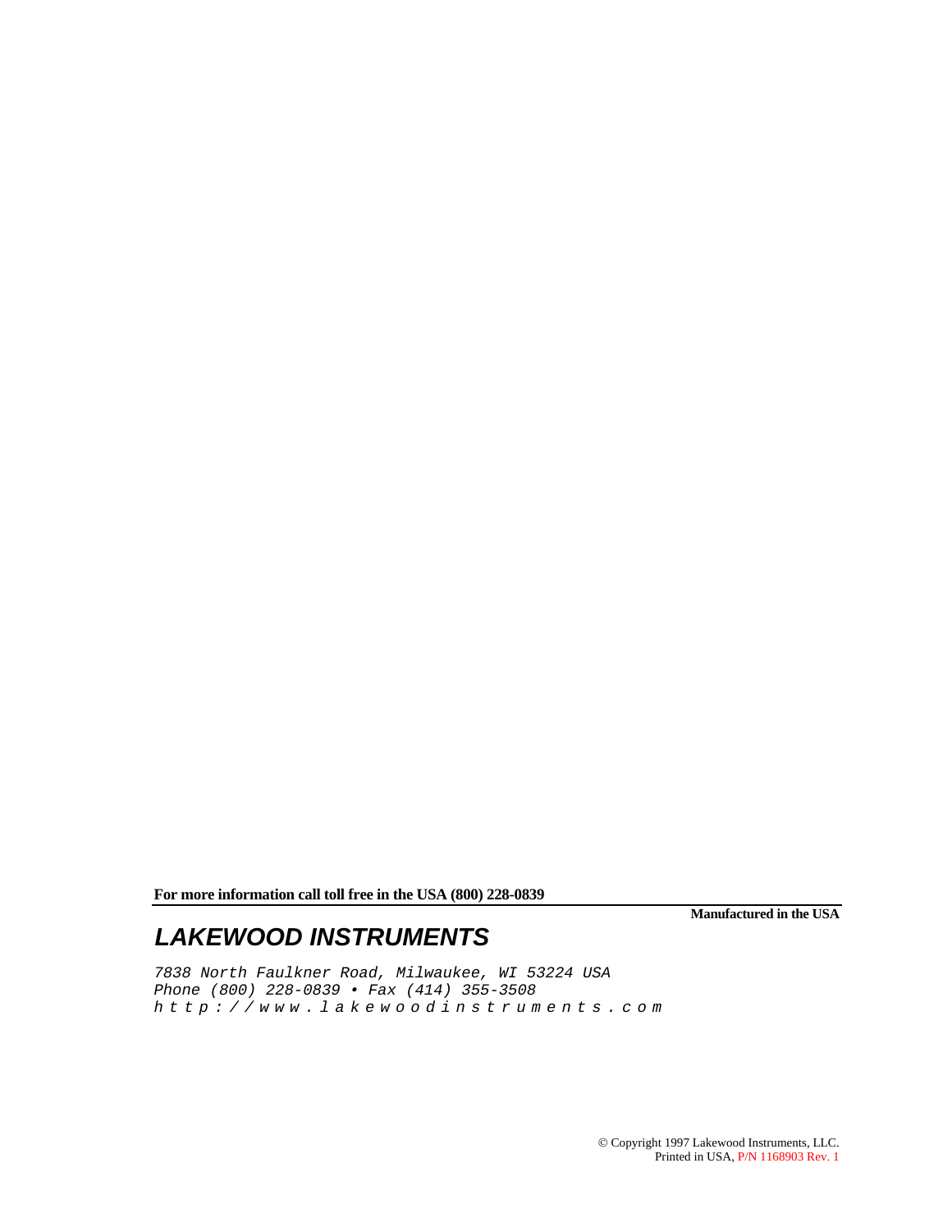**For more information call toll free in the USA (800) 228-0839**

**Manufactured in the USA**

## *LAKEWOOD INSTRUMENTS*

*7838 North Faulkner Road, Milwaukee, WI 53224 USA*
*Phone (800) 228-0839 • Fax (414) 355-3508*
*http://www.lakewoodinstruments.com*

© Copyright 1997 Lakewood Instruments, LLC.
Printed in USA, P/N 1168903 Rev. 1